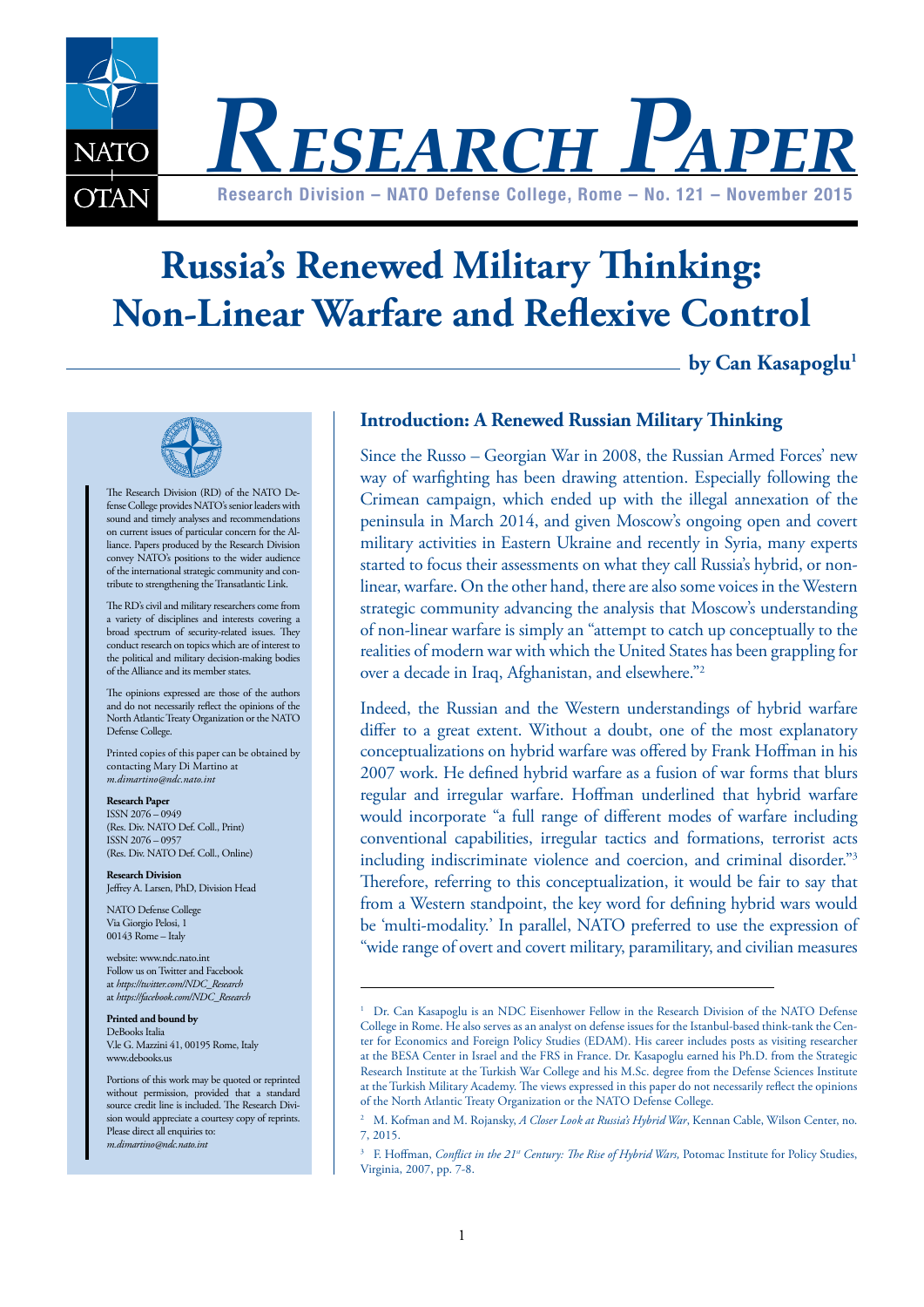# Research Paper

Research Division – NATO Defense College, Rome – No. 121 – November 2015

# Russia's Renewed Military Thinking: Non-Linear Warfare and Reflexive Control

**by Can Kasapoglu**[1]

The Research Division (RD) of the NATO Defense College provides NATO's senior leaders with sound and timely analyses and recommendations on current issues of particular concern for the Alliance. Papers produced by the Research Division convey NATO's positions to the wider audience of the international strategic community and contribute to strengthening the Transatlantic Link.

The RD's civil and military researchers come from a variety of disciplines and interests covering a broad spectrum of security-related issues. They conduct research on topics which are of interest to the political and military decision-making bodies of the Alliance and its member states.

The opinions expressed are those of the authors and do not necessarily reflect the opinions of the North Atlantic Treaty Organization or the NATO Defense College.

Printed copies of this paper can be obtained by contacting Mary Di Martino at *m.dimartino@ndc.nato.int*

**Research Paper**
ISSN 2076 – 0949
(Res. Div. NATO Def. Coll., Print)
ISSN 2076 – 0957
(Res. Div. NATO Def. Coll., Online)

**Research Division**
Jeffrey A. Larsen, PhD, Division Head

NATO Defense College
Via Giorgio Pelosi, 1
00143 Rome – Italy

website: www.ndc.nato.int
Follow us on Twitter and Facebook
at *https://twitter.com/NDC_Research*
at *https://facebook.com/NDC_Research*

**Printed and bound by**
DeBooks Italia
V.le G. Mazzini 41, 00195 Rome, Italy
www.debooks.us

Portions of this work may be quoted or reprinted without permission, provided that a standard source credit line is included. The Research Division would appreciate a courtesy copy of reprints. Please direct all enquiries to:
*m.dimartino@ndc.nato.int*

## Introduction: A Renewed Russian Military Thinking

Since the Russo – Georgian War in 2008, the Russian Armed Forces' new way of warfighting has been drawing attention. Especially following the Crimean campaign, which ended up with the illegal annexation of the peninsula in March 2014, and given Moscow's ongoing open and covert military activities in Eastern Ukraine and recently in Syria, many experts started to focus their assessments on what they call Russia's hybrid, or non-linear, warfare. On the other hand, there are also some voices in the Western strategic community advancing the analysis that Moscow's understanding of non-linear warfare is simply an "attempt to catch up conceptually to the realities of modern war with which the United States has been grappling for over a decade in Iraq, Afghanistan, and elsewhere."[2]

Indeed, the Russian and the Western understandings of hybrid warfare differ to a great extent. Without a doubt, one of the most explanatory conceptualizations on hybrid warfare was offered by Frank Hoffman in his 2007 work. He defined hybrid warfare as a fusion of war forms that blurs regular and irregular warfare. Hoffman underlined that hybrid warfare would incorporate "a full range of different modes of warfare including conventional capabilities, irregular tactics and formations, terrorist acts including indiscriminate violence and coercion, and criminal disorder."[3] Therefore, referring to this conceptualization, it would be fair to say that from a Western standpoint, the key word for defining hybrid wars would be 'multi-modality.' In parallel, NATO preferred to use the expression of "wide range of overt and covert military, paramilitary, and civilian measures

---

[1] Dr. Can Kasapoglu is an NDC Eisenhower Fellow in the Research Division of the NATO Defense College in Rome. He also serves as an analyst on defense issues for the Istanbul-based think-tank the Center for Economics and Foreign Policy Studies (EDAM). His career includes posts as visiting researcher at the BESA Center in Israel and the FRS in France. Dr. Kasapoglu earned his Ph.D. from the Strategic Research Institute at the Turkish War College and his M.Sc. degree from the Defense Sciences Institute at the Turkish Military Academy. The views expressed in this paper do not necessarily reflect the opinions of the North Atlantic Treaty Organization or the NATO Defense College.

[2] M. Kofman and M. Rojansky, *A Closer Look at Russia's Hybrid War*, Kennan Cable, Wilson Center, no. 7, 2015.

[3] F. Hoffman, *Conflict in the 21st Century: The Rise of Hybrid Wars,* Potomac Institute for Policy Studies, Virginia, 2007, pp. 7-8.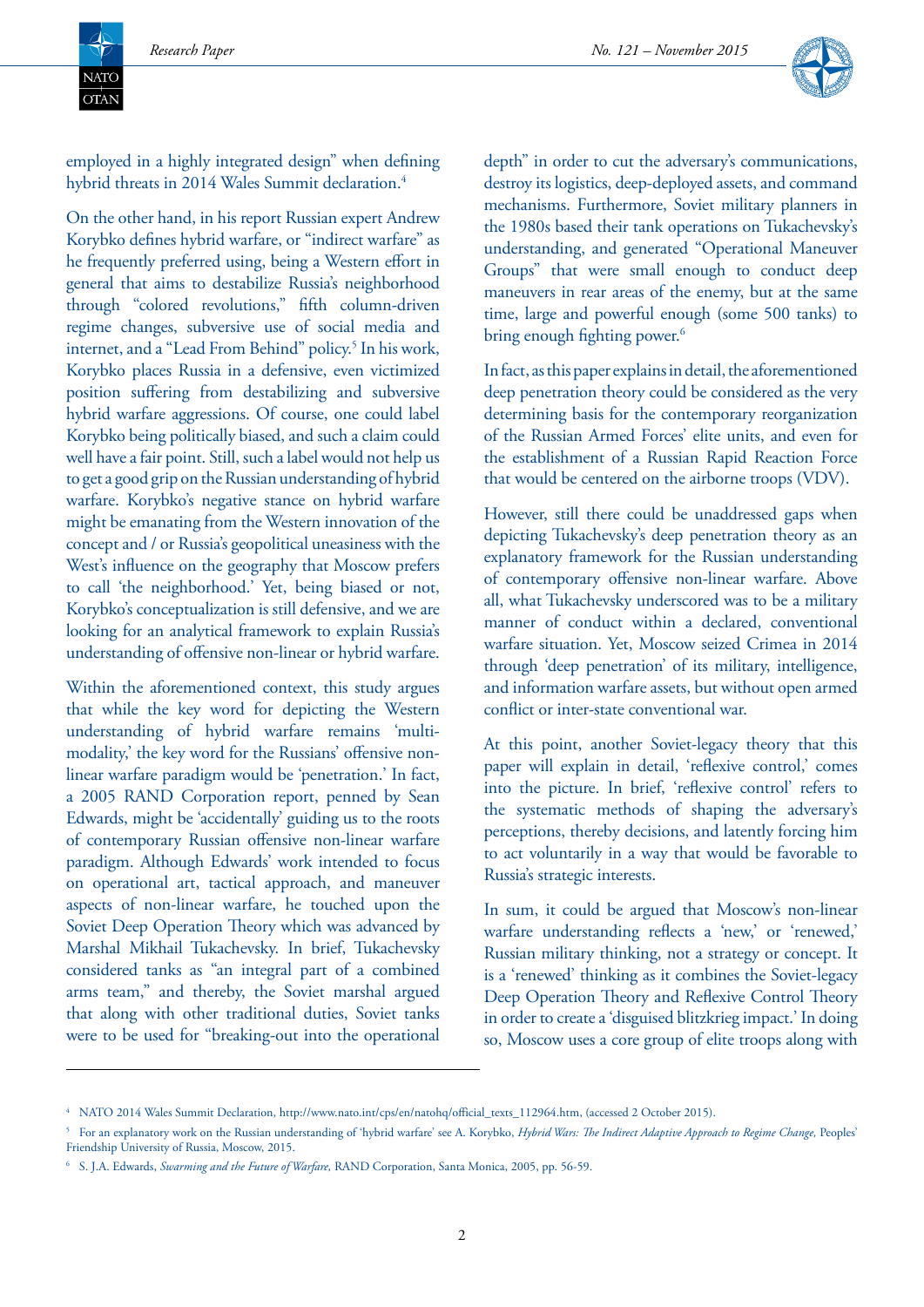employed in a highly integrated design" when defining hybrid threats in 2014 Wales Summit declaration.[4]

On the other hand, in his report Russian expert Andrew Korybko defines hybrid warfare, or "indirect warfare" as he frequently preferred using, being a Western effort in general that aims to destabilize Russia's neighborhood through "colored revolutions," fifth column-driven regime changes, subversive use of social media and internet, and a "Lead From Behind" policy.[5] In his work, Korybko places Russia in a defensive, even victimized position suffering from destabilizing and subversive hybrid warfare aggressions. Of course, one could label Korybko being politically biased, and such a claim could well have a fair point. Still, such a label would not help us to get a good grip on the Russian understanding of hybrid warfare. Korybko's negative stance on hybrid warfare might be emanating from the Western innovation of the concept and / or Russia's geopolitical uneasiness with the West's influence on the geography that Moscow prefers to call 'the neighborhood.' Yet, being biased or not, Korybko's conceptualization is still defensive, and we are looking for an analytical framework to explain Russia's understanding of offensive non-linear or hybrid warfare.

Within the aforementioned context, this study argues that while the key word for depicting the Western understanding of hybrid warfare remains 'multi-modality,' the key word for the Russians' offensive non-linear warfare paradigm would be 'penetration.' In fact, a 2005 RAND Corporation report, penned by Sean Edwards, might be 'accidentally' guiding us to the roots of contemporary Russian offensive non-linear warfare paradigm. Although Edwards' work intended to focus on operational art, tactical approach, and maneuver aspects of non-linear warfare, he touched upon the Soviet Deep Operation Theory which was advanced by Marshal Mikhail Tukachevsky. In brief, Tukachevsky considered tanks as "an integral part of a combined arms team," and thereby, the Soviet marshal argued that along with other traditional duties, Soviet tanks were to be used for "breaking-out into the operational depth" in order to cut the adversary's communications, destroy its logistics, deep-deployed assets, and command mechanisms. Furthermore, Soviet military planners in the 1980s based their tank operations on Tukachevsky's understanding, and generated "Operational Maneuver Groups" that were small enough to conduct deep maneuvers in rear areas of the enemy, but at the same time, large and powerful enough (some 500 tanks) to bring enough fighting power.[6]

In fact, as this paper explains in detail, the aforementioned deep penetration theory could be considered as the very determining basis for the contemporary reorganization of the Russian Armed Forces' elite units, and even for the establishment of a Russian Rapid Reaction Force that would be centered on the airborne troops (VDV).

However, still there could be unaddressed gaps when depicting Tukachevsky's deep penetration theory as an explanatory framework for the Russian understanding of contemporary offensive non-linear warfare. Above all, what Tukachevsky underscored was to be a military manner of conduct within a declared, conventional warfare situation. Yet, Moscow seized Crimea in 2014 through 'deep penetration' of its military, intelligence, and information warfare assets, but without open armed conflict or inter-state conventional war.

At this point, another Soviet-legacy theory that this paper will explain in detail, 'reflexive control,' comes into the picture. In brief, 'reflexive control' refers to the systematic methods of shaping the adversary's perceptions, thereby decisions, and latently forcing him to act voluntarily in a way that would be favorable to Russia's strategic interests.

In sum, it could be argued that Moscow's non-linear warfare understanding reflects a 'new,' or 'renewed,' Russian military thinking, not a strategy or concept. It is a 'renewed' thinking as it combines the Soviet-legacy Deep Operation Theory and Reflexive Control Theory in order to create a 'disguised blitzkrieg impact.' In doing so, Moscow uses a core group of elite troops along with

---

[4] NATO 2014 Wales Summit Declaration, http://www.nato.int/cps/en/natohq/official_texts_112964.htm, (accessed 2 October 2015).

[5] For an explanatory work on the Russian understanding of 'hybrid warfare' see A. Korybko, *Hybrid Wars: The Indirect Adaptive Approach to Regime Change,* Peoples' Friendship University of Russia, Moscow, 2015.

[6] S.J.A. Edwards, *Swarming and the Future of Warfare,* RAND Corporation, Santa Monica, 2005, pp. 56-59.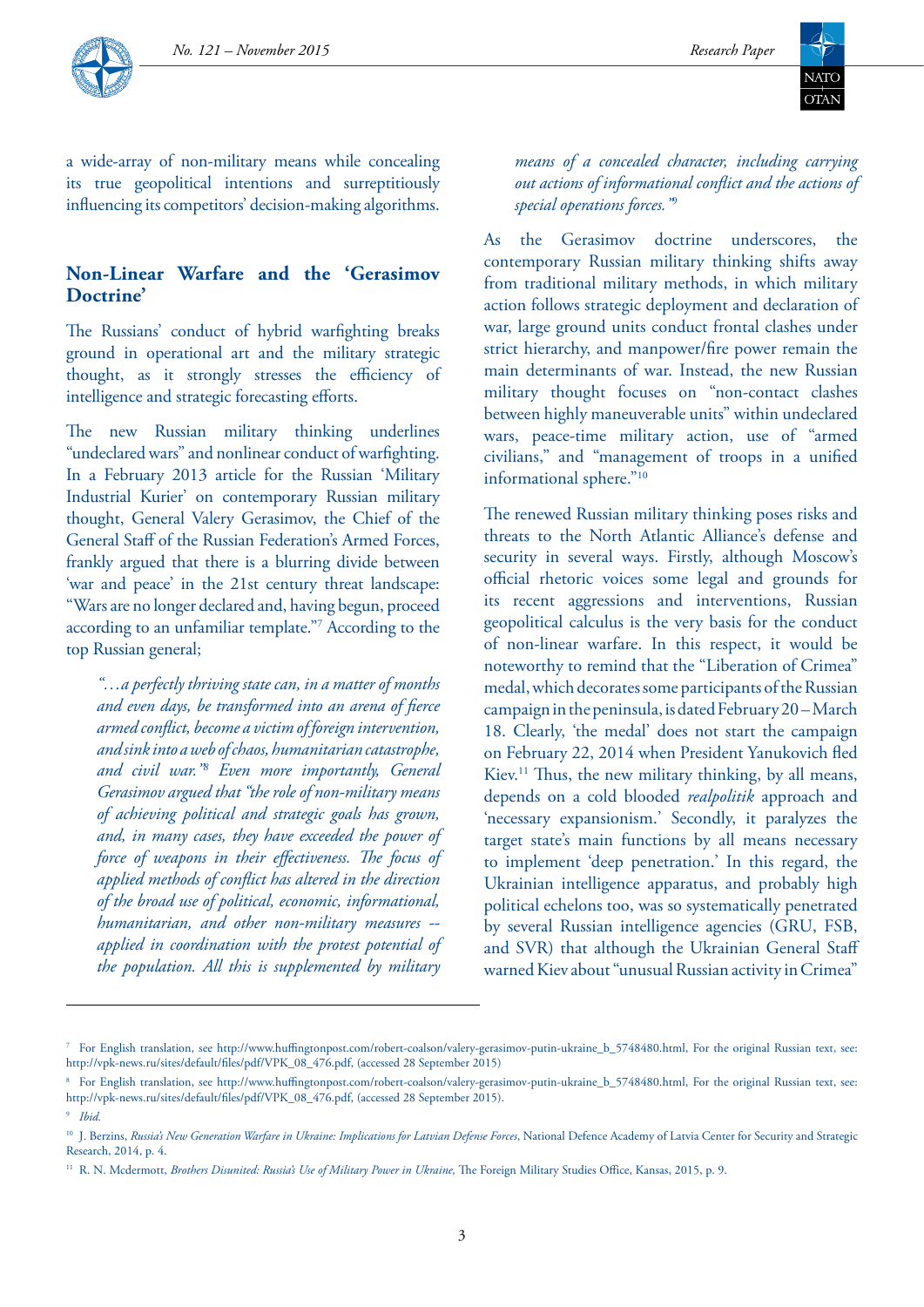a wide-array of non-military means while concealing its true geopolitical intentions and surreptitiously influencing its competitors' decision-making algorithms.

## Non-Linear Warfare and the 'Gerasimov Doctrine'

The Russians' conduct of hybrid warfighting breaks ground in operational art and the military strategic thought, as it strongly stresses the efficiency of intelligence and strategic forecasting efforts.

The new Russian military thinking underlines "undeclared wars" and nonlinear conduct of warfighting. In a February 2013 article for the Russian 'Military Industrial Kurier' on contemporary Russian military thought, General Valery Gerasimov, the Chief of the General Staff of the Russian Federation's Armed Forces, frankly argued that there is a blurring divide between 'war and peace' in the 21st century threat landscape: "Wars are no longer declared and, having begun, proceed according to an unfamiliar template."[7] According to the top Russian general;

> *"…a perfectly thriving state can, in a matter of months and even days, be transformed into an arena of fierce armed conflict, become a victim of foreign intervention, and sink into a web of chaos, humanitarian catastrophe, and civil war."[8] Even more importantly, General Gerasimov argued that "the role of non-military means of achieving political and strategic goals has grown, and, in many cases, they have exceeded the power of force of weapons in their effectiveness. The focus of applied methods of conflict has altered in the direction of the broad use of political, economic, informational, humanitarian, and other non-military measures -- applied in coordination with the protest potential of the population. All this is supplemented by military means of a concealed character, including carrying out actions of informational conflict and the actions of special operations forces."[9]*

As the Gerasimov doctrine underscores, the contemporary Russian military thinking shifts away from traditional military methods, in which military action follows strategic deployment and declaration of war, large ground units conduct frontal clashes under strict hierarchy, and manpower/fire power remain the main determinants of war. Instead, the new Russian military thought focuses on "non-contact clashes between highly maneuverable units" within undeclared wars, peace-time military action, use of "armed civilians," and "management of troops in a unified informational sphere."[10]

The renewed Russian military thinking poses risks and threats to the North Atlantic Alliance's defense and security in several ways. Firstly, although Moscow's official rhetoric voices some legal and grounds for its recent aggressions and interventions, Russian geopolitical calculus is the very basis for the conduct of non-linear warfare. In this respect, it would be noteworthy to remind that the "Liberation of Crimea" medal, which decorates some participants of the Russian campaign in the peninsula, is dated February 20 – March 18. Clearly, 'the medal' does not start the campaign on February 22, 2014 when President Yanukovich fled Kiev.[11] Thus, the new military thinking, by all means, depends on a cold blooded *realpolitik* approach and 'necessary expansionism.' Secondly, it paralyzes the target state's main functions by all means necessary to implement 'deep penetration.' In this regard, the Ukrainian intelligence apparatus, and probably high political echelons too, was so systematically penetrated by several Russian intelligence agencies (GRU, FSB, and SVR) that although the Ukrainian General Staff warned Kiev about "unusual Russian activity in Crimea"

---

[7] For English translation, see http://www.huffingtonpost.com/robert-coalson/valery-gerasimov-putin-ukraine_b_5748480.html, For the original Russian text, see: http://vpk-news.ru/sites/default/files/pdf/VPK_08_476.pdf, (accessed 28 September 2015)

[8] For English translation, see http://www.huffingtonpost.com/robert-coalson/valery-gerasimov-putin-ukraine_b_5748480.html, For the original Russian text, see: http://vpk-news.ru/sites/default/files/pdf/VPK_08_476.pdf, (accessed 28 September 2015).

[9] *Ibid.*

[10] J. Berzins, *Russia's New Generation Warfare in Ukraine: Implications for Latvian Defense Forces*, National Defence Academy of Latvia Center for Security and Strategic Research, 2014, p. 4.

[11] R. N. Mcdermott, *Brothers Disunited: Russia's Use of Military Power in Ukraine,* The Foreign Military Studies Office, Kansas, 2015, p. 9.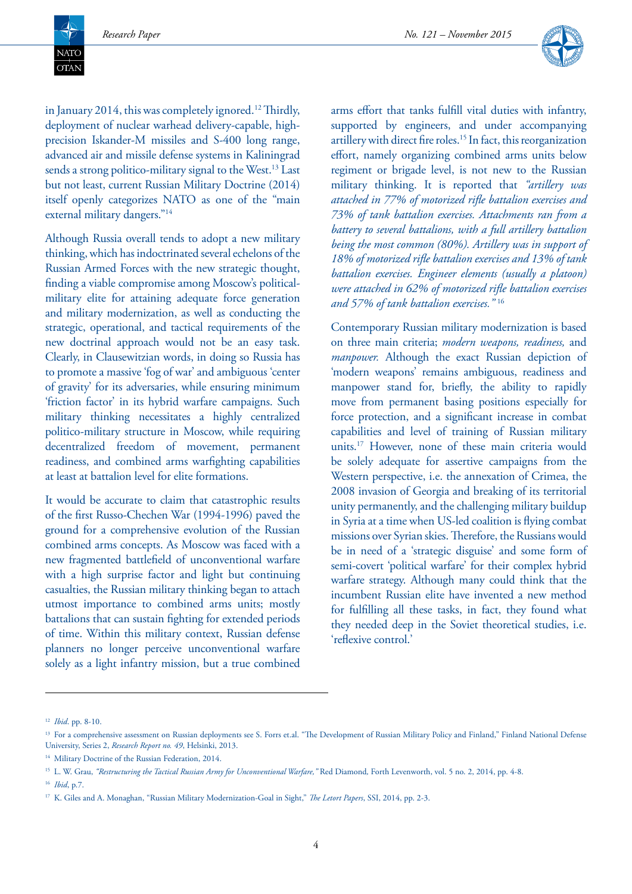in January 2014, this was completely ignored.[12] Thirdly, deployment of nuclear warhead delivery-capable, high-precision Iskander-M missiles and S-400 long range, advanced air and missile defense systems in Kaliningrad sends a strong politico-military signal to the West.[13] Last but not least, current Russian Military Doctrine (2014) itself openly categorizes NATO as one of the "main external military dangers."[14]

Although Russia overall tends to adopt a new military thinking, which has indoctrinated several echelons of the Russian Armed Forces with the new strategic thought, finding a viable compromise among Moscow's political-military elite for attaining adequate force generation and military modernization, as well as conducting the strategic, operational, and tactical requirements of the new doctrinal approach would not be an easy task. Clearly, in Clausewitzian words, in doing so Russia has to promote a massive 'fog of war' and ambiguous 'center of gravity' for its adversaries, while ensuring minimum 'friction factor' in its hybrid warfare campaigns. Such military thinking necessitates a highly centralized politico-military structure in Moscow, while requiring decentralized freedom of movement, permanent readiness, and combined arms warfighting capabilities at least at battalion level for elite formations.

It would be accurate to claim that catastrophic results of the first Russo-Chechen War (1994-1996) paved the ground for a comprehensive evolution of the Russian combined arms concepts. As Moscow was faced with a new fragmented battlefield of unconventional warfare with a high surprise factor and light but continuing casualties, the Russian military thinking began to attach utmost importance to combined arms units; mostly battalions that can sustain fighting for extended periods of time. Within this military context, Russian defense planners no longer perceive unconventional warfare solely as a light infantry mission, but a true combined arms effort that tanks fulfill vital duties with infantry, supported by engineers, and under accompanying artillery with direct fire roles.[15] In fact, this reorganization effort, namely organizing combined arms units below regiment or brigade level, is not new to the Russian military thinking. It is reported that *"artillery was attached in 77% of motorized rifle battalion exercises and 73% of tank battalion exercises. Attachments ran from a battery to several battalions, with a full artillery battalion being the most common (80%). Artillery was in support of 18% of motorized rifle battalion exercises and 13% of tank battalion exercises. Engineer elements (usually a platoon) were attached in 62% of motorized rifle battalion exercises and 57% of tank battalion exercises."*[16]

Contemporary Russian military modernization is based on three main criteria; *modern weapons, readiness,* and *manpower.* Although the exact Russian depiction of 'modern weapons' remains ambiguous, readiness and manpower stand for, briefly, the ability to rapidly move from permanent basing positions especially for force protection, and a significant increase in combat capabilities and level of training of Russian military units.[17] However, none of these main criteria would be solely adequate for assertive campaigns from the Western perspective, i.e. the annexation of Crimea, the 2008 invasion of Georgia and breaking of its territorial unity permanently, and the challenging military buildup in Syria at a time when US-led coalition is flying combat missions over Syrian skies. Therefore, the Russians would be in need of a 'strategic disguise' and some form of semi-covert 'political warfare' for their complex hybrid warfare strategy. Although many could think that the incumbent Russian elite have invented a new method for fulfilling all these tasks, in fact, they found what they needed deep in the Soviet theoretical studies, i.e. 'reflexive control.'

---

[12] *Ibid.* pp. 8-10.

[13] For a comprehensive assessment on Russian deployments see S. Forrs et.al. "The Development of Russian Military Policy and Finland," Finland National Defense University, Series 2, *Research Report no. 49*, Helsinki, 2013.

[14] Military Doctrine of the Russian Federation, 2014.

[15] L. W. Grau, *"Restructuring the Tactical Russian Army for Unconventional Warfare,"* Red Diamond, Forth Levenworth, vol. 5 no. 2, 2014, pp. 4-8.

[16] *Ibid*, p.7.

[17] K. Giles and A. Monaghan, "Russian Military Modernization-Goal in Sight," *The Letort Papers*, SSI, 2014, pp. 2-3.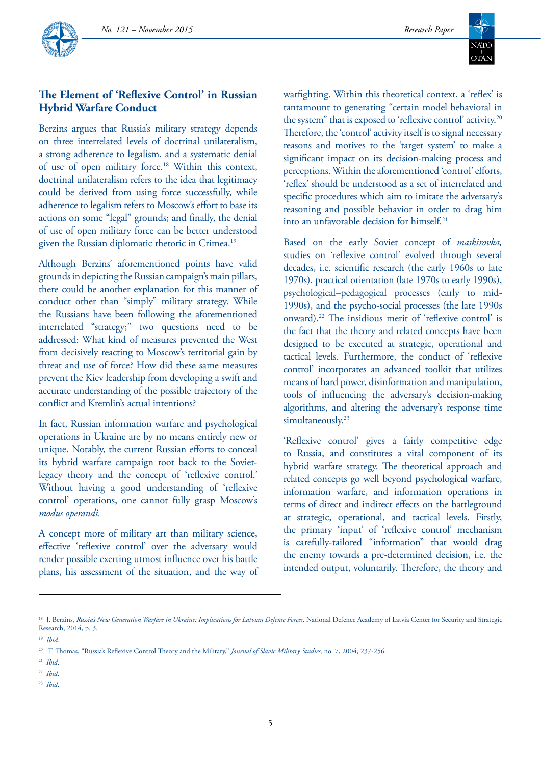## The Element of 'Reflexive Control' in Russian Hybrid Warfare Conduct

Berzins argues that Russia's military strategy depends on three interrelated levels of doctrinal unilateralism, a strong adherence to legalism, and a systematic denial of use of open military force.[18] Within this context, doctrinal unilateralism refers to the idea that legitimacy could be derived from using force successfully, while adherence to legalism refers to Moscow's effort to base its actions on some "legal" grounds; and finally, the denial of use of open military force can be better understood given the Russian diplomatic rhetoric in Crimea.[19]

Although Berzins' aforementioned points have valid grounds in depicting the Russian campaign's main pillars, there could be another explanation for this manner of conduct other than "simply" military strategy. While the Russians have been following the aforementioned interrelated "strategy;" two questions need to be addressed: What kind of measures prevented the West from decisively reacting to Moscow's territorial gain by threat and use of force? How did these same measures prevent the Kiev leadership from developing a swift and accurate understanding of the possible trajectory of the conflict and Kremlin's actual intentions?

In fact, Russian information warfare and psychological operations in Ukraine are by no means entirely new or unique. Notably, the current Russian efforts to conceal its hybrid warfare campaign root back to the Soviet-legacy theory and the concept of 'reflexive control.' Without having a good understanding of 'reflexive control' operations, one cannot fully grasp Moscow's *modus operandi.*

A concept more of military art than military science, effective 'reflexive control' over the adversary would render possible exerting utmost influence over his battle plans, his assessment of the situation, and the way of warfighting. Within this theoretical context, a 'reflex' is tantamount to generating "certain model behavioral in the system" that is exposed to 'reflexive control' activity.[20] Therefore, the 'control' activity itself is to signal necessary reasons and motives to the 'target system' to make a significant impact on its decision-making process and perceptions. Within the aforementioned 'control' efforts, 'reflex' should be understood as a set of interrelated and specific procedures which aim to imitate the adversary's reasoning and possible behavior in order to drag him into an unfavorable decision for himself.[21]

Based on the early Soviet concept of *maskirovka,* studies on 'reflexive control' evolved through several decades, i.e. scientific research (the early 1960s to late 1970s), practical orientation (late 1970s to early 1990s), psychological–pedagogical processes (early to mid-1990s), and the psycho-social processes (the late 1990s onward).[22] The insidious merit of 'reflexive control' is the fact that the theory and related concepts have been designed to be executed at strategic, operational and tactical levels. Furthermore, the conduct of 'reflexive control' incorporates an advanced toolkit that utilizes means of hard power, disinformation and manipulation, tools of influencing the adversary's decision-making algorithms, and altering the adversary's response time simultaneously.[23]

'Reflexive control' gives a fairly competitive edge to Russia, and constitutes a vital component of its hybrid warfare strategy. The theoretical approach and related concepts go well beyond psychological warfare, information warfare, and information operations in terms of direct and indirect effects on the battleground at strategic, operational, and tactical levels. Firstly, the primary 'input' of 'reflexive control' mechanism is carefully-tailored "information" that would drag the enemy towards a pre-determined decision, i.e. the intended output, voluntarily. Therefore, the theory and

---

[18] J. Berzins, *Russia's New Generation Warfare in Ukraine: Implications for Latvian Defense Forces,* National Defence Academy of Latvia Center for Security and Strategic Research, 2014, p. 3.

[19] *Ibid.*

[20] T. Thomas, "Russia's Reflexive Control Theory and the Military," *Journal of Slavic Military Studies,* no. 7, 2004, 237-256.

[21] *Ibid.*

[22] *Ibid.*

[23] *Ibid.*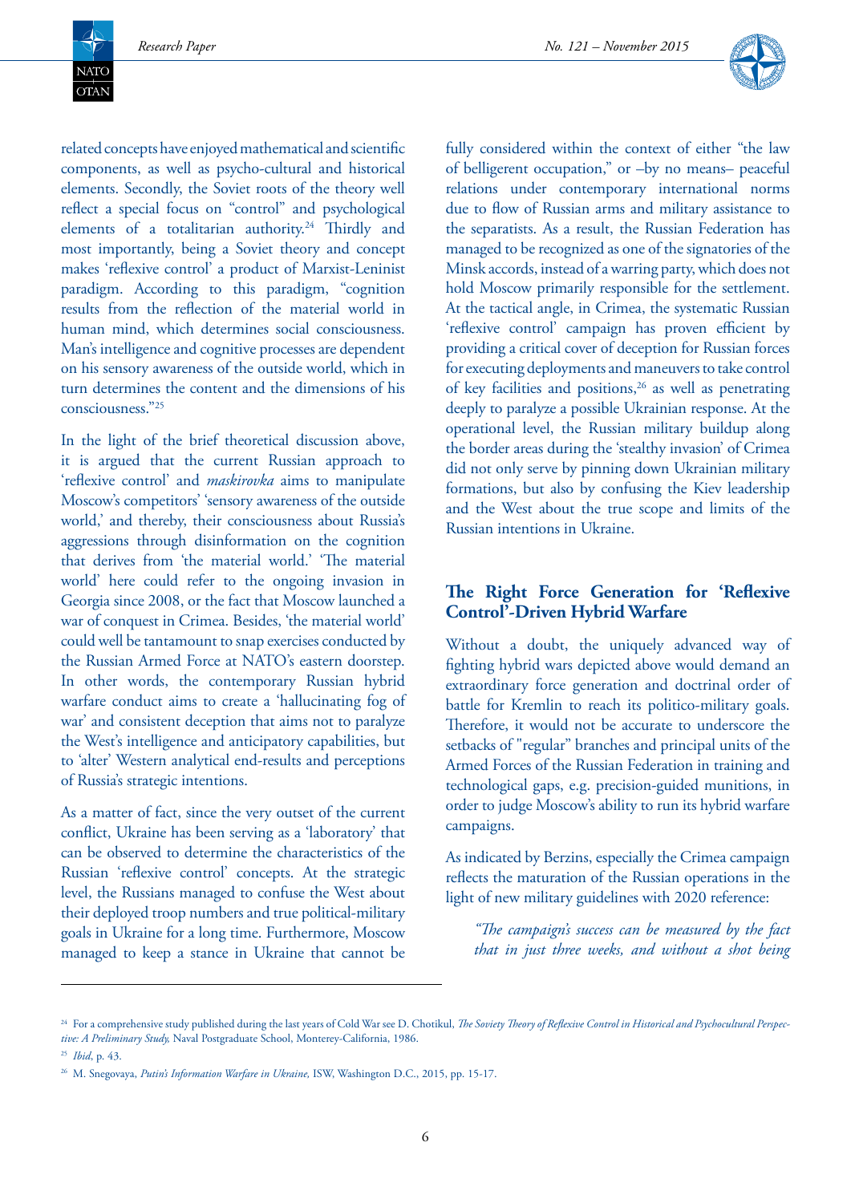related concepts have enjoyed mathematical and scientific components, as well as psycho-cultural and historical elements. Secondly, the Soviet roots of the theory well reflect a special focus on "control" and psychological elements of a totalitarian authority.[24] Thirdly and most importantly, being a Soviet theory and concept makes 'reflexive control' a product of Marxist-Leninist paradigm. According to this paradigm, "cognition results from the reflection of the material world in human mind, which determines social consciousness. Man's intelligence and cognitive processes are dependent on his sensory awareness of the outside world, which in turn determines the content and the dimensions of his consciousness."[25]

In the light of the brief theoretical discussion above, it is argued that the current Russian approach to 'reflexive control' and *maskirovka* aims to manipulate Moscow's competitors' 'sensory awareness of the outside world,' and thereby, their consciousness about Russia's aggressions through disinformation on the cognition that derives from 'the material world.' 'The material world' here could refer to the ongoing invasion in Georgia since 2008, or the fact that Moscow launched a war of conquest in Crimea. Besides, 'the material world' could well be tantamount to snap exercises conducted by the Russian Armed Force at NATO's eastern doorstep. In other words, the contemporary Russian hybrid warfare conduct aims to create a 'hallucinating fog of war' and consistent deception that aims not to paralyze the West's intelligence and anticipatory capabilities, but to 'alter' Western analytical end-results and perceptions of Russia's strategic intentions.

As a matter of fact, since the very outset of the current conflict, Ukraine has been serving as a 'laboratory' that can be observed to determine the characteristics of the Russian 'reflexive control' concepts. At the strategic level, the Russians managed to confuse the West about their deployed troop numbers and true political-military goals in Ukraine for a long time. Furthermore, Moscow managed to keep a stance in Ukraine that cannot be fully considered within the context of either "the law of belligerent occupation," or –by no means– peaceful relations under contemporary international norms due to flow of Russian arms and military assistance to the separatists. As a result, the Russian Federation has managed to be recognized as one of the signatories of the Minsk accords, instead of a warring party, which does not hold Moscow primarily responsible for the settlement. At the tactical angle, in Crimea, the systematic Russian 'reflexive control' campaign has proven efficient by providing a critical cover of deception for Russian forces for executing deployments and maneuvers to take control of key facilities and positions,[26] as well as penetrating deeply to paralyze a possible Ukrainian response. At the operational level, the Russian military buildup along the border areas during the 'stealthy invasion' of Crimea did not only serve by pinning down Ukrainian military formations, but also by confusing the Kiev leadership and the West about the true scope and limits of the Russian intentions in Ukraine.

## The Right Force Generation for 'Reflexive Control'-Driven Hybrid Warfare

Without a doubt, the uniquely advanced way of fighting hybrid wars depicted above would demand an extraordinary force generation and doctrinal order of battle for Kremlin to reach its politico-military goals. Therefore, it would not be accurate to underscore the setbacks of "regular" branches and principal units of the Armed Forces of the Russian Federation in training and technological gaps, e.g. precision-guided munitions, in order to judge Moscow's ability to run its hybrid warfare campaigns.

As indicated by Berzins, especially the Crimea campaign reflects the maturation of the Russian operations in the light of new military guidelines with 2020 reference:

> *"The campaign's success can be measured by the fact that in just three weeks, and without a shot being*

---

[24] For a comprehensive study published during the last years of Cold War see D. Chotikul, *The Soviety Theory of Reflexive Control in Historical and Psychocultural Perspective: A Preliminary Study,* Naval Postgraduate School, Monterey-California, 1986.

[25] *Ibid*, p. 43.

[26] M. Snegovaya, *Putin's Information Warfare in Ukraine,* ISW, Washington D.C., 2015, pp. 15-17.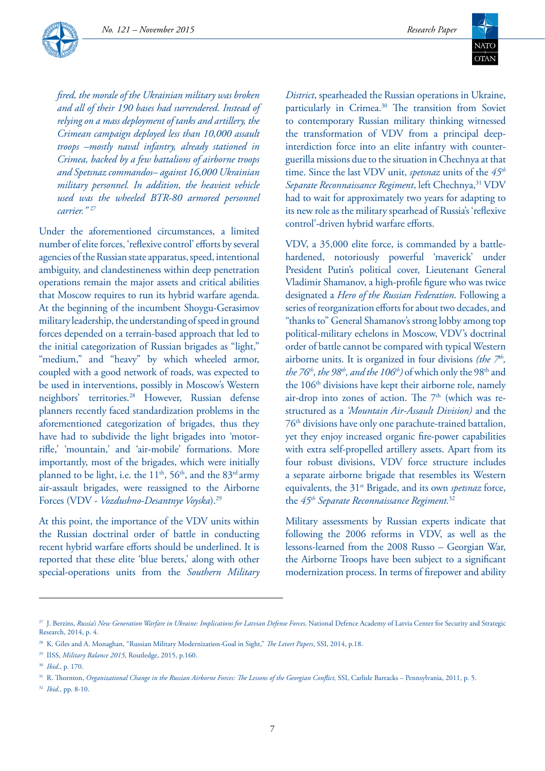*fired, the morale of the Ukrainian military was broken and all of their 190 bases had surrendered. Instead of relying on a mass deployment of tanks and artillery, the Crimean campaign deployed less than 10,000 assault troops –mostly naval infantry, already stationed in Crimea, backed by a few battalions of airborne troops and Spetsnaz commandos– against 16,000 Ukrainian military personnel. In addition, the heaviest vehicle used was the wheeled BTR-80 armored personnel carrier."* [27]

Under the aforementioned circumstances, a limited number of elite forces, 'reflexive control' efforts by several agencies of the Russian state apparatus, speed, intentional ambiguity, and clandestineness within deep penetration operations remain the major assets and critical abilities that Moscow requires to run its hybrid warfare agenda. At the beginning of the incumbent Shoygu-Gerasimov military leadership, the understanding of speed in ground forces depended on a terrain-based approach that led to the initial categorization of Russian brigades as "light," "medium," and "heavy" by which wheeled armor, coupled with a good network of roads, was expected to be used in interventions, possibly in Moscow's Western neighbors' territories.[28] However, Russian defense planners recently faced standardization problems in the aforementioned categorization of brigades, thus they have had to subdivide the light brigades into 'motor-rifle,' 'mountain,' and 'air-mobile' formations. More importantly, most of the brigades, which were initially planned to be light, i.e. the 11th, 56th, and the 83rd army air-assault brigades, were reassigned to the Airborne Forces (VDV - *Vozdushno-Desantnye Voyska*).[29]

At this point, the importance of the VDV units within the Russian doctrinal order of battle in conducting recent hybrid warfare efforts should be underlined. It is reported that these elite 'blue berets,' along with other special-operations units from the *Southern Military District*, spearheaded the Russian operations in Ukraine, particularly in Crimea.[30] The transition from Soviet to contemporary Russian military thinking witnessed the transformation of VDV from a principal deep-interdiction force into an elite infantry with counter-guerilla missions due to the situation in Chechnya at that time. Since the last VDV unit, *spetsnaz* units of the *45th Separate Reconnaissance Regiment*, left Chechnya,[31] VDV had to wait for approximately two years for adapting to its new role as the military spearhead of Russia's 'reflexive control'-driven hybrid warfare efforts.

VDV, a 35,000 elite force, is commanded by a battle-hardened, notoriously powerful 'maverick' under President Putin's political cover, Lieutenant General Vladimir Shamanov, a high-profile figure who was twice designated a *Hero of the Russian Federation*. Following a series of reorganization efforts for about two decades, and "thanks to" General Shamanov's strong lobby among top political-military echelons in Moscow, VDV's doctrinal order of battle cannot be compared with typical Western airborne units. It is organized in four divisions *(the 7th, the 76th, the 98th, and the 106th)* of which only the 98th and the 106th divisions have kept their airborne role, namely air-drop into zones of action. The 7th (which was re-structured as a *'Mountain Air-Assault Division)* and the 76th divisions have only one parachute-trained battalion, yet they enjoy increased organic fire-power capabilities with extra self-propelled artillery assets. Apart from its four robust divisions, VDV force structure includes a separate airborne brigade that resembles its Western equivalents, the 31st Brigade, and its own *spetsnaz* force, the *45th Separate Reconnaissance Regiment.*[32]

Military assessments by Russian experts indicate that following the 2006 reforms in VDV, as well as the lessons-learned from the 2008 Russo – Georgian War, the Airborne Troops have been subject to a significant modernization process. In terms of firepower and ability

---

[27] J. Berzins, *Russia's New Generation Warfare in Ukraine: Implications for Latvian Defense Forces,* National Defence Academy of Latvia Center for Security and Strategic Research, 2014, p. 4.

[28] K. Giles and A. Monaghan, "Russian Military Modernization-Goal in Sight," *The Letort Papers*, SSI, 2014, p.18.

[29] IISS, *Military Balance 2015,* Routledge, 2015, p.160.

[30] *Ibid.*, p. 170.

[31] R. Thornton, *Organizational Change in the Russian Airborne Forces: The Lessons of the Georgian Conflict,* SSI, Carlisle Barracks – Pennsylvania, 2011, p. 5.

[32] *Ibid.*, pp. 8-10.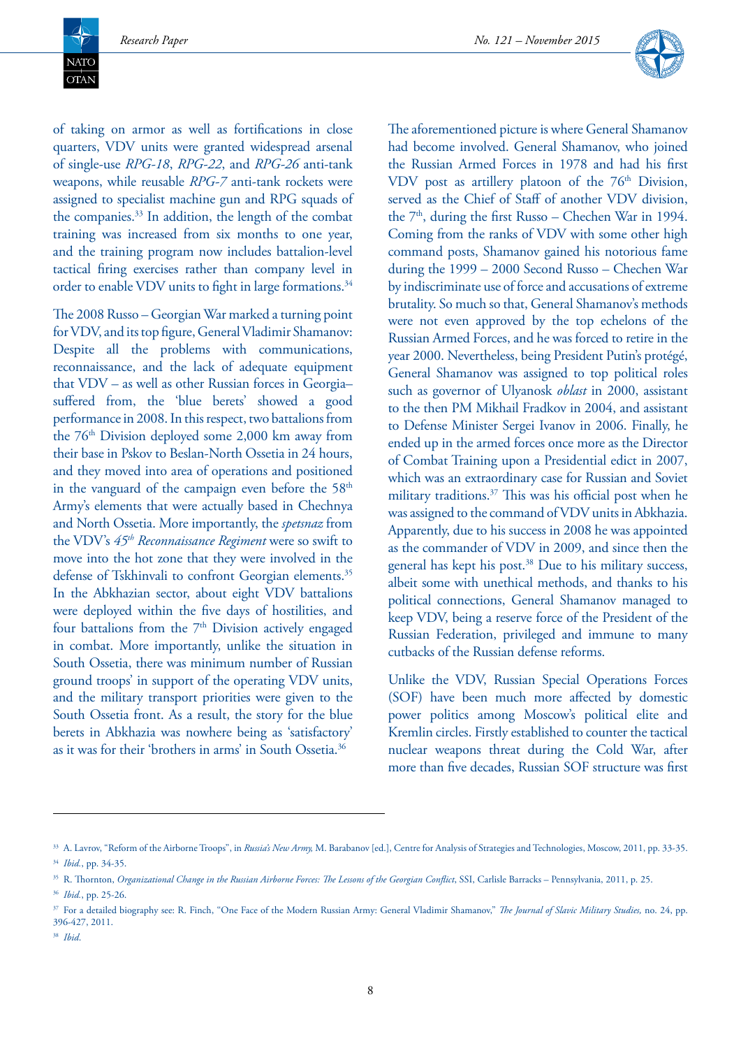of taking on armor as well as fortifications in close quarters, VDV units were granted widespread arsenal of single-use *RPG-18*, *RPG-22*, and *RPG-26* anti-tank weapons, while reusable *RPG-7* anti-tank rockets were assigned to specialist machine gun and RPG squads of the companies.[33] In addition, the length of the combat training was increased from six months to one year, and the training program now includes battalion-level tactical firing exercises rather than company level in order to enable VDV units to fight in large formations.[34]

The 2008 Russo – Georgian War marked a turning point for VDV, and its top figure, General Vladimir Shamanov: Despite all the problems with communications, reconnaissance, and the lack of adequate equipment that VDV – as well as other Russian forces in Georgia– suffered from, the 'blue berets' showed a good performance in 2008. In this respect, two battalions from the 76th Division deployed some 2,000 km away from their base in Pskov to Beslan-North Ossetia in 24 hours, and they moved into area of operations and positioned in the vanguard of the campaign even before the 58th Army's elements that were actually based in Chechnya and North Ossetia. More importantly, the *spetsnaz* from the VDV's *45th Reconnaissance Regiment* were so swift to move into the hot zone that they were involved in the defense of Tskhinvali to confront Georgian elements.[35] In the Abkhazian sector, about eight VDV battalions were deployed within the five days of hostilities, and four battalions from the 7th Division actively engaged in combat. More importantly, unlike the situation in South Ossetia, there was minimum number of Russian ground troops' in support of the operating VDV units, and the military transport priorities were given to the South Ossetia front. As a result, the story for the blue berets in Abkhazia was nowhere being as 'satisfactory' as it was for their 'brothers in arms' in South Ossetia.[36]

The aforementioned picture is where General Shamanov had become involved. General Shamanov, who joined the Russian Armed Forces in 1978 and had his first VDV post as artillery platoon of the 76th Division, served as the Chief of Staff of another VDV division, the 7th, during the first Russo – Chechen War in 1994. Coming from the ranks of VDV with some other high command posts, Shamanov gained his notorious fame during the 1999 – 2000 Second Russo – Chechen War by indiscriminate use of force and accusations of extreme brutality. So much so that, General Shamanov's methods were not even approved by the top echelons of the Russian Armed Forces, and he was forced to retire in the year 2000. Nevertheless, being President Putin's protégé, General Shamanov was assigned to top political roles such as governor of Ulyanosk *oblast* in 2000, assistant to the then PM Mikhail Fradkov in 2004, and assistant to Defense Minister Sergei Ivanov in 2006. Finally, he ended up in the armed forces once more as the Director of Combat Training upon a Presidential edict in 2007, which was an extraordinary case for Russian and Soviet military traditions.[37] This was his official post when he was assigned to the command of VDV units in Abkhazia. Apparently, due to his success in 2008 he was appointed as the commander of VDV in 2009, and since then the general has kept his post.[38] Due to his military success, albeit some with unethical methods, and thanks to his political connections, General Shamanov managed to keep VDV, being a reserve force of the President of the Russian Federation, privileged and immune to many cutbacks of the Russian defense reforms.

Unlike the VDV, Russian Special Operations Forces (SOF) have been much more affected by domestic power politics among Moscow's political elite and Kremlin circles. Firstly established to counter the tactical nuclear weapons threat during the Cold War, after more than five decades, Russian SOF structure was first

---

[33] A. Lavrov, "Reform of the Airborne Troops", in *Russia's New Army,* M. Barabanov [ed.], Centre for Analysis of Strategies and Technologies, Moscow, 2011, pp. 33-35.

[34] *Ibid.*, pp. 34-35.

[35] R. Thornton, *Organizational Change in the Russian Airborne Forces: The Lessons of the Georgian Conflict*, SSI, Carlisle Barracks – Pennsylvania, 2011, p. 25.

[36] *Ibid.*, pp. 25-26.

[37] For a detailed biography see: R. Finch, "One Face of the Modern Russian Army: General Vladimir Shamanov," *The Journal of Slavic Military Studies,* no. 24, pp. 396-427, 2011.

[38] *Ibid.*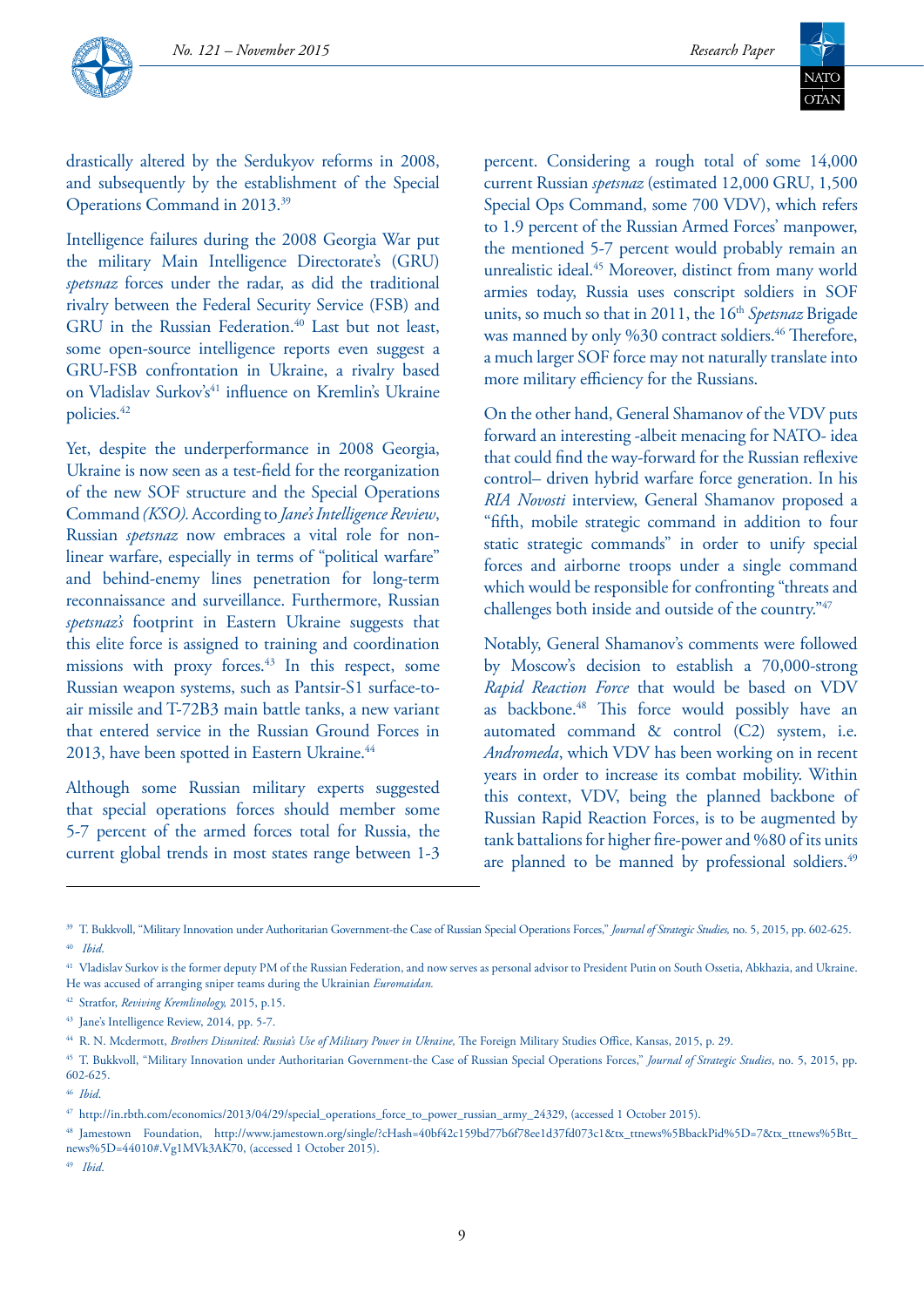drastically altered by the Serdukyov reforms in 2008, and subsequently by the establishment of the Special Operations Command in 2013.[39]

Intelligence failures during the 2008 Georgia War put the military Main Intelligence Directorate's (GRU) *spetsnaz* forces under the radar, as did the traditional rivalry between the Federal Security Service (FSB) and GRU in the Russian Federation.[40] Last but not least, some open-source intelligence reports even suggest a GRU-FSB confrontation in Ukraine, a rivalry based on Vladislav Surkov's[41] influence on Kremlin's Ukraine policies.[42]

Yet, despite the underperformance in 2008 Georgia, Ukraine is now seen as a test-field for the reorganization of the new SOF structure and the Special Operations Command *(KSO)*. According to *Jane's Intelligence Review*, Russian *spetsnaz* now embraces a vital role for non-linear warfare, especially in terms of "political warfare" and behind-enemy lines penetration for long-term reconnaissance and surveillance. Furthermore, Russian *spetsnaz's* footprint in Eastern Ukraine suggests that this elite force is assigned to training and coordination missions with proxy forces.[43] In this respect, some Russian weapon systems, such as Pantsir-S1 surface-to-air missile and T-72B3 main battle tanks, a new variant that entered service in the Russian Ground Forces in 2013, have been spotted in Eastern Ukraine.[44]

Although some Russian military experts suggested that special operations forces should member some 5-7 percent of the armed forces total for Russia, the current global trends in most states range between 1-3 percent. Considering a rough total of some 14,000 current Russian *spetsnaz* (estimated 12,000 GRU, 1,500 Special Ops Command, some 700 VDV), which refers to 1.9 percent of the Russian Armed Forces' manpower, the mentioned 5-7 percent would probably remain an unrealistic ideal.[45] Moreover, distinct from many world armies today, Russia uses conscript soldiers in SOF units, so much so that in 2011, the 16th *Spetsnaz* Brigade was manned by only %30 contract soldiers.[46] Therefore, a much larger SOF force may not naturally translate into more military efficiency for the Russians.

On the other hand, General Shamanov of the VDV puts forward an interesting -albeit menacing for NATO- idea that could find the way-forward for the Russian reflexive control– driven hybrid warfare force generation. In his *RIA Novosti* interview, General Shamanov proposed a "fifth, mobile strategic command in addition to four static strategic commands" in order to unify special forces and airborne troops under a single command which would be responsible for confronting "threats and challenges both inside and outside of the country."[47]

Notably, General Shamanov's comments were followed by Moscow's decision to establish a 70,000-strong *Rapid Reaction Force* that would be based on VDV as backbone.[48] This force would possibly have an automated command & control (C2) system, i.e. *Andromeda*, which VDV has been working on in recent years in order to increase its combat mobility. Within this context, VDV, being the planned backbone of Russian Rapid Reaction Forces, is to be augmented by tank battalions for higher fire-power and %80 of its units are planned to be manned by professional soldiers.[49]

---

[39] T. Bukkvoll, "Military Innovation under Authoritarian Government-the Case of Russian Special Operations Forces," *Journal of Strategic Studies,* no. 5, 2015, pp. 602-625.

[40] *Ibid.*

[41] Vladislav Surkov is the former deputy PM of the Russian Federation, and now serves as personal advisor to President Putin on South Ossetia, Abkhazia, and Ukraine. He was accused of arranging sniper teams during the Ukrainian *Euromaidan.*

[42] Stratfor, *Reviving Kremlinology,* 2015, p.15.

[43] Jane's Intelligence Review, 2014, pp. 5-7.

[44] R. N. Mcdermott, *Brothers Disunited: Russia's Use of Military Power in Ukraine,* The Foreign Military Studies Office, Kansas, 2015, p. 29.

[45] T. Bukkvoll, "Military Innovation under Authoritarian Government-the Case of Russian Special Operations Forces," *Journal of Strategic Studies*, no. 5, 2015, pp. 602-625.

[46] *Ibid.*

[47] http://in.rbth.com/economics/2013/04/29/special_operations_force_to_power_russian_army_24329, (accessed 1 October 2015).

[48] Jamestown Foundation, http://www.jamestown.org/single/?cHash=40bf42c159bd77b6f78ee1d37fd073c1&tx_ttnews%5BbackPid%5D=7&tx_ttnews%5Btt_news%5D=44010#.Vg1MVk3AK70, (accessed 1 October 2015).

[49] *Ibid.*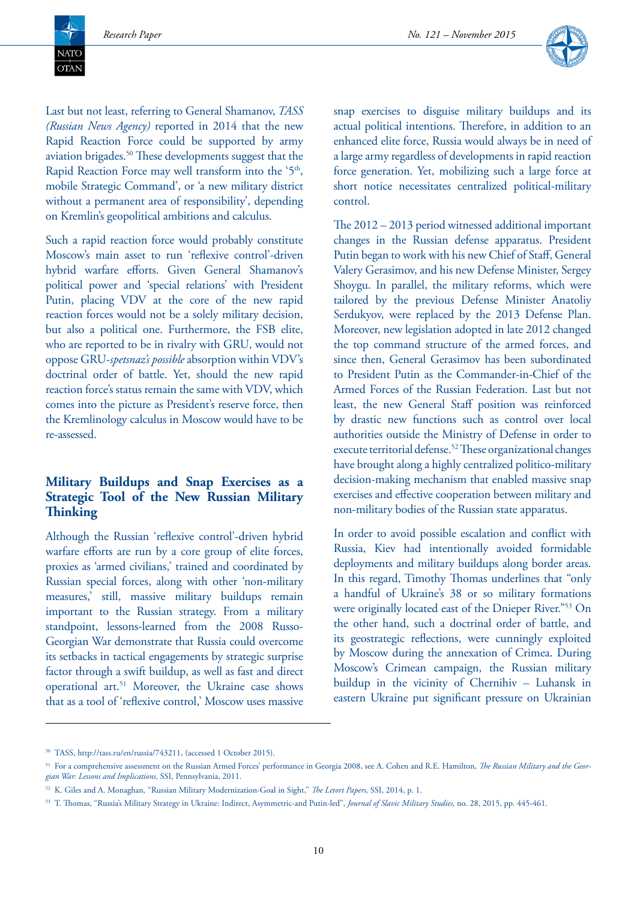Last but not least, referring to General Shamanov, *TASS (Russian News Agency)* reported in 2014 that the new Rapid Reaction Force could be supported by army aviation brigades.[50] These developments suggest that the Rapid Reaction Force may well transform into the '5th, mobile Strategic Command', or 'a new military district without a permanent area of responsibility', depending on Kremlin's geopolitical ambitions and calculus.

Such a rapid reaction force would probably constitute Moscow's main asset to run 'reflexive control'-driven hybrid warfare efforts. Given General Shamanov's political power and 'special relations' with President Putin, placing VDV at the core of the new rapid reaction forces would not be a solely military decision, but also a political one. Furthermore, the FSB elite, who are reported to be in rivalry with GRU, would not oppose GRU-*spetsnaz's possible* absorption within VDV's doctrinal order of battle. Yet, should the new rapid reaction force's status remain the same with VDV, which comes into the picture as President's reserve force, then the Kremlinology calculus in Moscow would have to be re-assessed.

## Military Buildups and Snap Exercises as a Strategic Tool of the New Russian Military Thinking

Although the Russian 'reflexive control'-driven hybrid warfare efforts are run by a core group of elite forces, proxies as 'armed civilians,' trained and coordinated by Russian special forces, along with other 'non-military measures,' still, massive military buildups remain important to the Russian strategy. From a military standpoint, lessons-learned from the 2008 Russo-Georgian War demonstrate that Russia could overcome its setbacks in tactical engagements by strategic surprise factor through a swift buildup, as well as fast and direct operational art.[51] Moreover, the Ukraine case shows that as a tool of 'reflexive control,' Moscow uses massive snap exercises to disguise military buildups and its actual political intentions. Therefore, in addition to an enhanced elite force, Russia would always be in need of a large army regardless of developments in rapid reaction force generation. Yet, mobilizing such a large force at short notice necessitates centralized political-military control.

The 2012 – 2013 period witnessed additional important changes in the Russian defense apparatus. President Putin began to work with his new Chief of Staff, General Valery Gerasimov, and his new Defense Minister, Sergey Shoygu. In parallel, the military reforms, which were tailored by the previous Defense Minister Anatoliy Serdukyov, were replaced by the 2013 Defense Plan. Moreover, new legislation adopted in late 2012 changed the top command structure of the armed forces, and since then, General Gerasimov has been subordinated to President Putin as the Commander-in-Chief of the Armed Forces of the Russian Federation. Last but not least, the new General Staff position was reinforced by drastic new functions such as control over local authorities outside the Ministry of Defense in order to execute territorial defense.[52] These organizational changes have brought along a highly centralized politico-military decision-making mechanism that enabled massive snap exercises and effective cooperation between military and non-military bodies of the Russian state apparatus.

In order to avoid possible escalation and conflict with Russia, Kiev had intentionally avoided formidable deployments and military buildups along border areas. In this regard, Timothy Thomas underlines that "only a handful of Ukraine's 38 or so military formations were originally located east of the Dnieper River."[53] On the other hand, such a doctrinal order of battle, and its geostrategic reflections, were cunningly exploited by Moscow during the annexation of Crimea. During Moscow's Crimean campaign, the Russian military buildup in the vicinity of Chernihiv – Luhansk in eastern Ukraine put significant pressure on Ukrainian

---

[50] TASS, http://tass.ru/en/russia/743211, (accessed 1 October 2015).

[51] For a comprehensive assessment on the Russian Armed Forces' performance in Georgia 2008, see A. Cohen and R.E. Hamilton, *The Russian Military and the Georgian War: Lessons and Implications,* SSI, Pennsylvania, 2011.

[52] K. Giles and A. Monaghan, "Russian Military Modernization-Goal in Sight," *The Letort Papers*, SSI, 2014, p. 1.

[53] T. Thomas, "Russia's Military Strategy in Ukraine: Indirect, Asymmetric-and Putin-led", *Journal of Slavic Military Studies,* no. 28, 2015, pp. 445-461.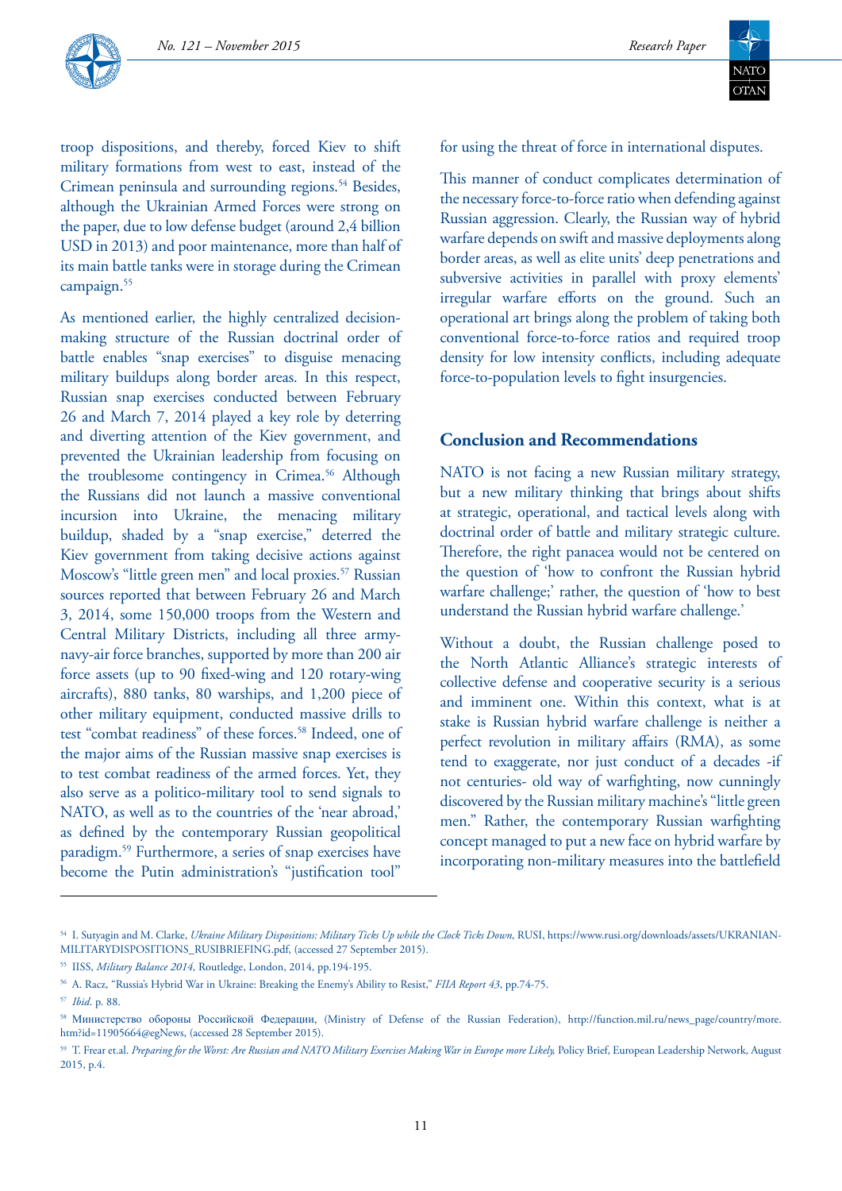troop dispositions, and thereby, forced Kiev to shift military formations from west to east, instead of the Crimean peninsula and surrounding regions.[54] Besides, although the Ukrainian Armed Forces were strong on the paper, due to low defense budget (around 2,4 billion USD in 2013) and poor maintenance, more than half of its main battle tanks were in storage during the Crimean campaign.[55]

As mentioned earlier, the highly centralized decision-making structure of the Russian doctrinal order of battle enables "snap exercises" to disguise menacing military buildups along border areas. In this respect, Russian snap exercises conducted between February 26 and March 7, 2014 played a key role by deterring and diverting attention of the Kiev government, and prevented the Ukrainian leadership from focusing on the troublesome contingency in Crimea.[56] Although the Russians did not launch a massive conventional incursion into Ukraine, the menacing military buildup, shaded by a "snap exercise," deterred the Kiev government from taking decisive actions against Moscow's "little green men" and local proxies.[57] Russian sources reported that between February 26 and March 3, 2014, some 150,000 troops from the Western and Central Military Districts, including all three army-navy-air force branches, supported by more than 200 air force assets (up to 90 fixed-wing and 120 rotary-wing aircrafts), 880 tanks, 80 warships, and 1,200 piece of other military equipment, conducted massive drills to test "combat readiness" of these forces.[58] Indeed, one of the major aims of the Russian massive snap exercises is to test combat readiness of the armed forces. Yet, they also serve as a politico-military tool to send signals to NATO, as well as to the countries of the 'near abroad,' as defined by the contemporary Russian geopolitical paradigm.[59] Furthermore, a series of snap exercises have become the Putin administration's "justification tool" for using the threat of force in international disputes.

This manner of conduct complicates determination of the necessary force-to-force ratio when defending against Russian aggression. Clearly, the Russian way of hybrid warfare depends on swift and massive deployments along border areas, as well as elite units' deep penetrations and subversive activities in parallel with proxy elements' irregular warfare efforts on the ground. Such an operational art brings along the problem of taking both conventional force-to-force ratios and required troop density for low intensity conflicts, including adequate force-to-population levels to fight insurgencies.

## Conclusion and Recommendations

NATO is not facing a new Russian military strategy, but a new military thinking that brings about shifts at strategic, operational, and tactical levels along with doctrinal order of battle and military strategic culture. Therefore, the right panacea would not be centered on the question of 'how to confront the Russian hybrid warfare challenge;' rather, the question of 'how to best understand the Russian hybrid warfare challenge.'

Without a doubt, the Russian challenge posed to the North Atlantic Alliance's strategic interests of collective defense and cooperative security is a serious and imminent one. Within this context, what is at stake is Russian hybrid warfare challenge is neither a perfect revolution in military affairs (RMA), as some tend to exaggerate, nor just conduct of a decades -if not centuries- old way of warfighting, now cunningly discovered by the Russian military machine's "little green men." Rather, the contemporary Russian warfighting concept managed to put a new face on hybrid warfare by incorporating non-military measures into the battlefield

---

[54] I. Sutyagin and M. Clarke, *Ukraine Military Dispositions: Military Ticks Up while the Clock Ticks Down,* RUSI, https://www.rusi.org/downloads/assets/UKRANIAN-MILITARYDISPOSITIONS_RUSIBRIEFING.pdf, (accessed 27 September 2015).

[55] IISS, *Military Balance 2014*, Routledge, London, 2014, pp.194-195.

[56] A. Racz, "Russia's Hybrid War in Ukraine: Breaking the Enemy's Ability to Resist," *FIIA Report 43*, pp.74-75.

[57] *Ibid*. p. 88.

[58] Министерство обороны Российской Федерации, (Ministry of Defense of the Russian Federation), http://function.mil.ru/news_page/country/more.htm?id=11905664@egNews, (accessed 28 September 2015).

[59] T. Frear et.al. *Preparing for the Worst: Are Russian and NATO Military Exercises Making War in Europe more Likely,* Policy Brief, European Leadership Network, August 2015, p.4.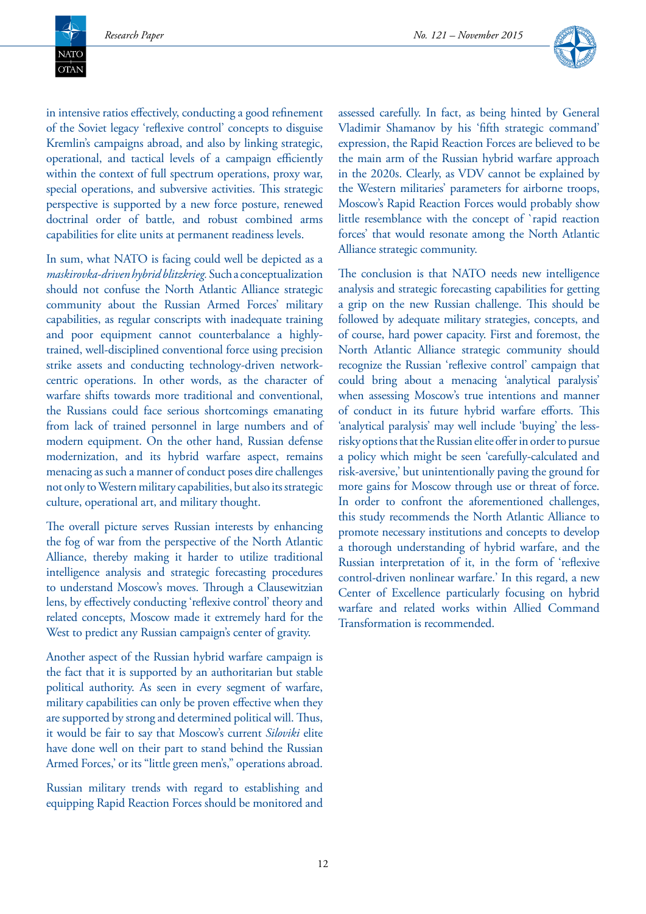in intensive ratios effectively, conducting a good refinement of the Soviet legacy 'reflexive control' concepts to disguise Kremlin's campaigns abroad, and also by linking strategic, operational, and tactical levels of a campaign efficiently within the context of full spectrum operations, proxy war, special operations, and subversive activities. This strategic perspective is supported by a new force posture, renewed doctrinal order of battle, and robust combined arms capabilities for elite units at permanent readiness levels.

In sum, what NATO is facing could well be depicted as a *maskirovka-driven hybrid blitzkrieg.* Such a conceptualization should not confuse the North Atlantic Alliance strategic community about the Russian Armed Forces' military capabilities, as regular conscripts with inadequate training and poor equipment cannot counterbalance a highly-trained, well-disciplined conventional force using precision strike assets and conducting technology-driven network-centric operations. In other words, as the character of warfare shifts towards more traditional and conventional, the Russians could face serious shortcomings emanating from lack of trained personnel in large numbers and of modern equipment. On the other hand, Russian defense modernization, and its hybrid warfare aspect, remains menacing as such a manner of conduct poses dire challenges not only to Western military capabilities, but also its strategic culture, operational art, and military thought.

The overall picture serves Russian interests by enhancing the fog of war from the perspective of the North Atlantic Alliance, thereby making it harder to utilize traditional intelligence analysis and strategic forecasting procedures to understand Moscow's moves. Through a Clausewitzian lens, by effectively conducting 'reflexive control' theory and related concepts, Moscow made it extremely hard for the West to predict any Russian campaign's center of gravity.

Another aspect of the Russian hybrid warfare campaign is the fact that it is supported by an authoritarian but stable political authority. As seen in every segment of warfare, military capabilities can only be proven effective when they are supported by strong and determined political will. Thus, it would be fair to say that Moscow's current *Siloviki* elite have done well on their part to stand behind the Russian Armed Forces,' or its "little green men's," operations abroad.

Russian military trends with regard to establishing and equipping Rapid Reaction Forces should be monitored and assessed carefully. In fact, as being hinted by General Vladimir Shamanov by his 'fifth strategic command' expression, the Rapid Reaction Forces are believed to be the main arm of the Russian hybrid warfare approach in the 2020s. Clearly, as VDV cannot be explained by the Western militaries' parameters for airborne troops, Moscow's Rapid Reaction Forces would probably show little resemblance with the concept of `rapid reaction forces' that would resonate among the North Atlantic Alliance strategic community.

The conclusion is that NATO needs new intelligence analysis and strategic forecasting capabilities for getting a grip on the new Russian challenge. This should be followed by adequate military strategies, concepts, and of course, hard power capacity. First and foremost, the North Atlantic Alliance strategic community should recognize the Russian 'reflexive control' campaign that could bring about a menacing 'analytical paralysis' when assessing Moscow's true intentions and manner of conduct in its future hybrid warfare efforts. This 'analytical paralysis' may well include 'buying' the less-risky options that the Russian elite offer in order to pursue a policy which might be seen 'carefully-calculated and risk-aversive,' but unintentionally paving the ground for more gains for Moscow through use or threat of force. In order to confront the aforementioned challenges, this study recommends the North Atlantic Alliance to promote necessary institutions and concepts to develop a thorough understanding of hybrid warfare, and the Russian interpretation of it, in the form of 'reflexive control-driven nonlinear warfare.' In this regard, a new Center of Excellence particularly focusing on hybrid warfare and related works within Allied Command Transformation is recommended.